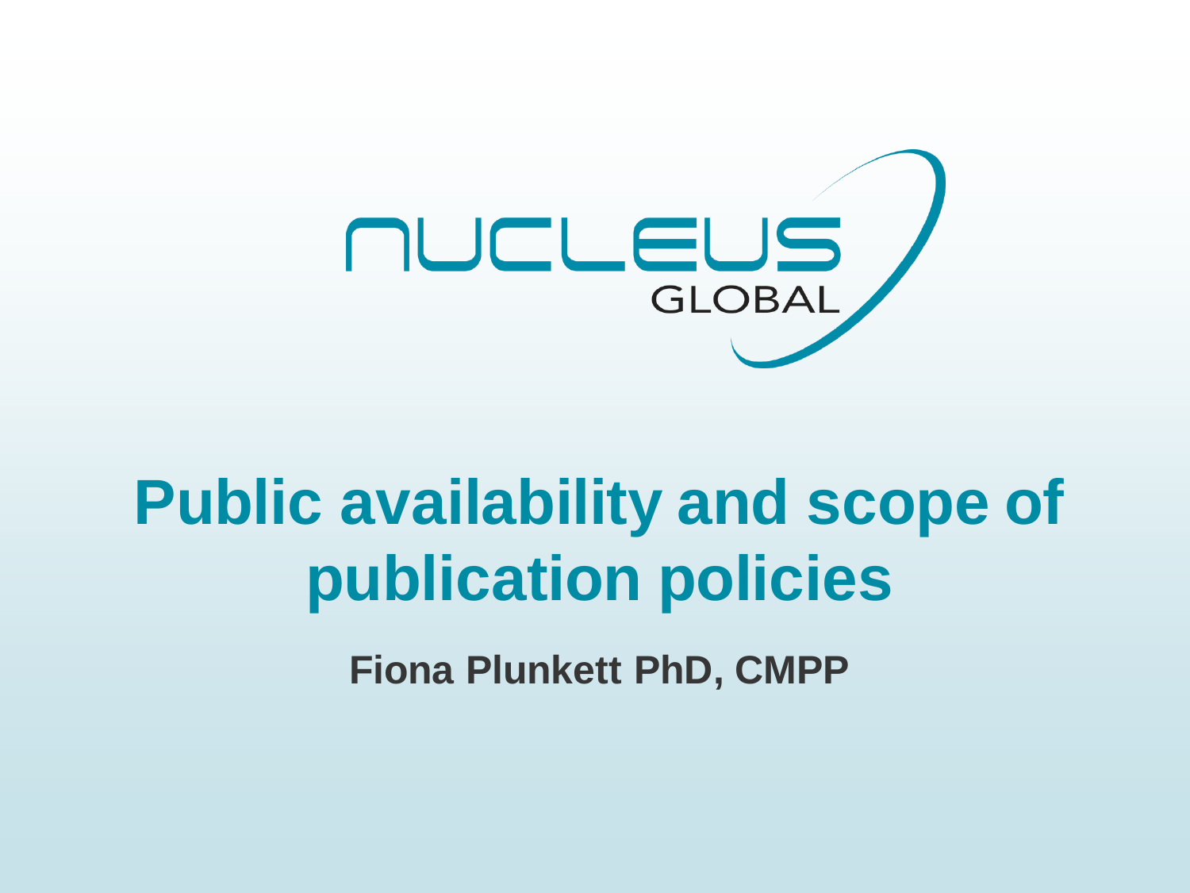NUCLEUS GLOBAL

# Public availability and scope of publication policies

**Fiona Plunkett PhD, CMPP**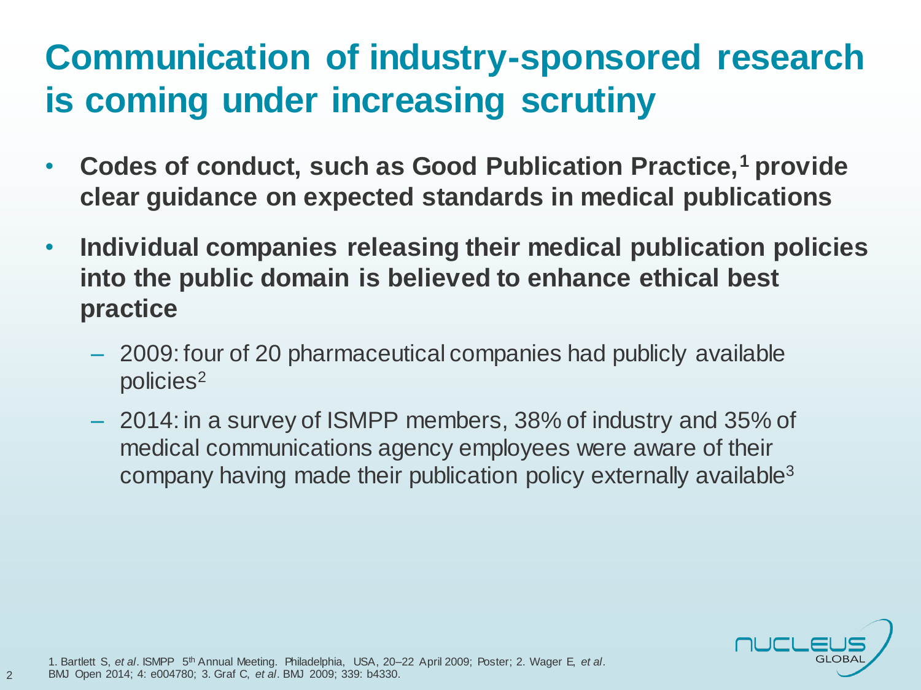# Communication of industry-sponsored research is coming under increasing scrutiny

- **Codes of conduct, such as Good Publication Practice,[1] provide clear guidance on expected standards in medical publications**
- **Individual companies releasing their medical publication policies into the public domain is believed to enhance ethical best practice**
  - 2009: four of 20 pharmaceutical companies had publicly available policies[2]
  - 2014: in a survey of ISMPP members, 38% of industry and 35% of medical communications agency employees were aware of their company having made their publication policy externally available[3]

1. Bartlett S, *et al*. ISMPP 5th Annual Meeting. Philadelphia, USA, 20–22 April 2009; Poster; 2. Wager E, *et al*. BMJ Open 2014; 4: e004780; 3. Graf C, *et al*. BMJ 2009; 339: b4330.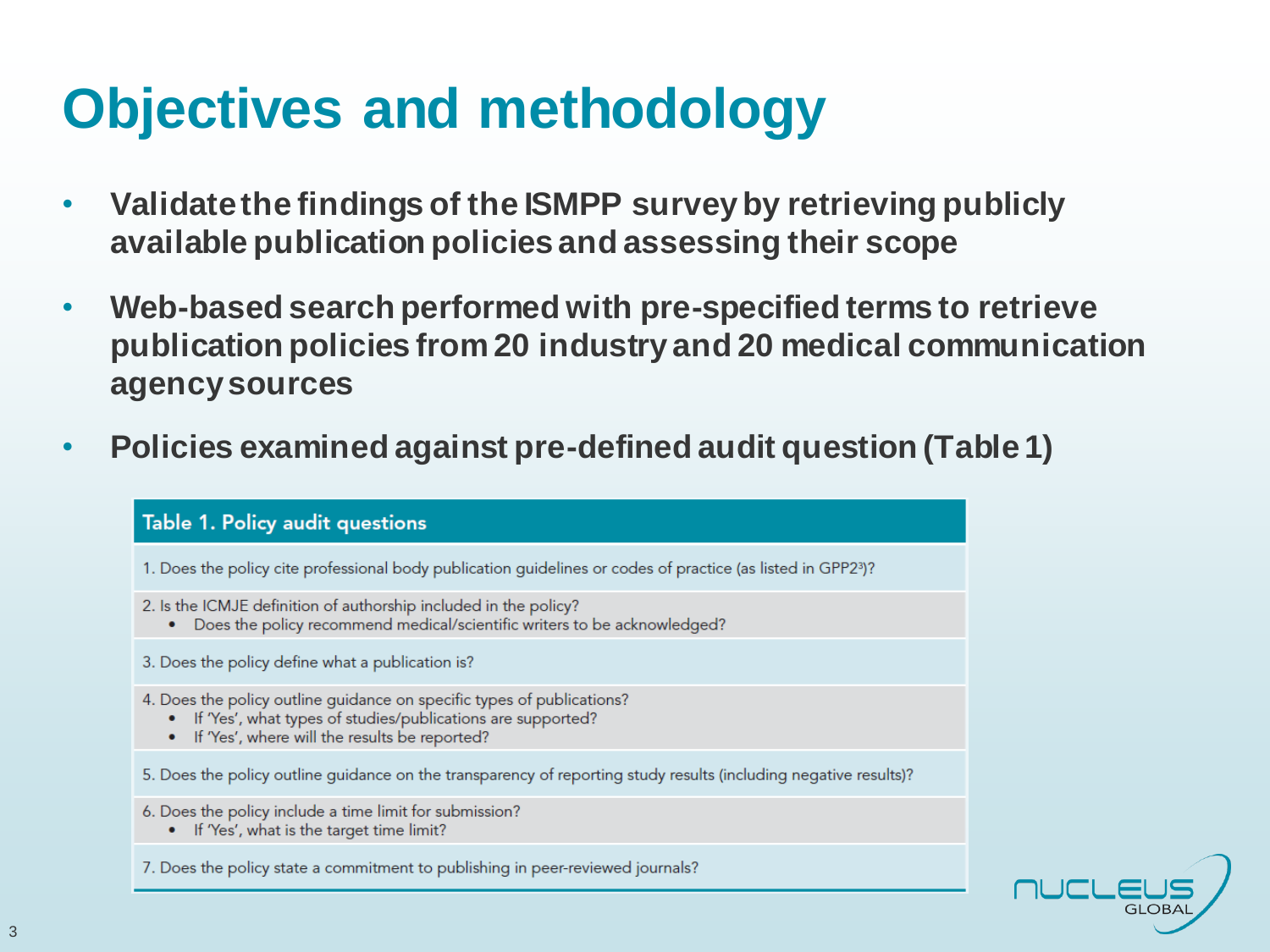# Objectives and methodology

- **Validate the findings of the ISMPP survey by retrieving publicly available publication policies and assessing their scope**
- **Web-based search performed with pre-specified terms to retrieve publication policies from 20 industry and 20 medical communication agency sources**
- **Policies examined against pre-defined audit question (Table 1)**

| Table 1. Policy audit questions |
|---|
| 1. Does the policy cite professional body publication guidelines or codes of practice (as listed in GPP2[3])? |
| 2. Is the ICMJE definition of authorship included in the policy?<br>• Does the policy recommend medical/scientific writers to be acknowledged? |
| 3. Does the policy define what a publication is? |
| 4. Does the policy outline guidance on specific types of publications?<br>• If 'Yes', what types of studies/publications are supported?<br>• If 'Yes', where will the results be reported? |
| 5. Does the policy outline guidance on the transparency of reporting study results (including negative results)? |
| 6. Does the policy include a time limit for submission?<br>• If 'Yes', what is the target time limit? |
| 7. Does the policy state a commitment to publishing in peer-reviewed journals? |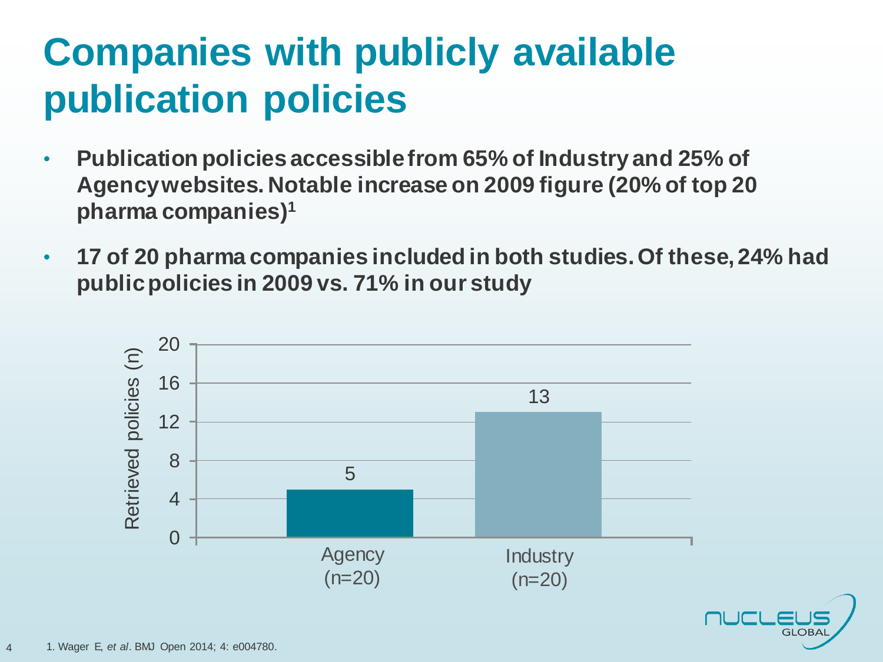# Companies with publicly available publication policies

- **Publication policies accessible from 65% of Industry and 25% of Agency websites. Notable increase on 2009 figure (20% of top 20 pharma companies)[1]**
- **17 of 20 pharma companies included in both studies. Of these, 24% had public policies in 2009 vs. 71% in our study**

| | Retrieved policies (n) |
|---|---|
| Agency (n=20) | 5 |
| Industry (n=20) | 13 |

1. Wager E, *et al*. BMJ Open 2014; 4: e004780.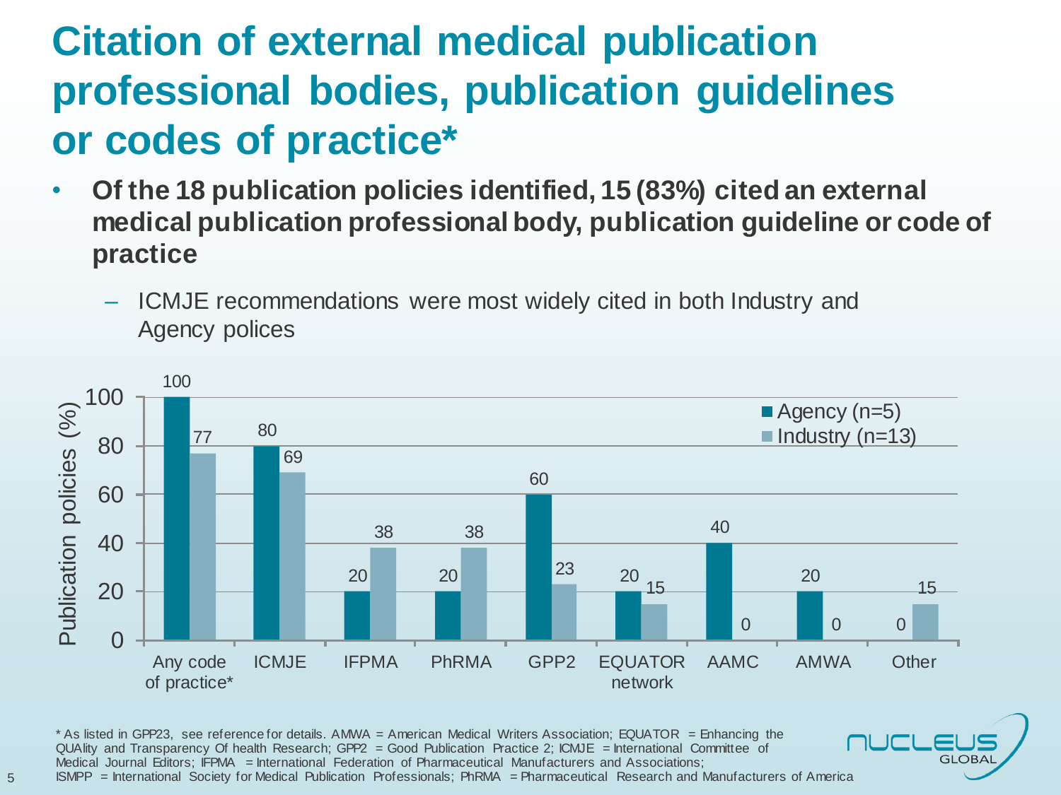# Citation of external medical publication professional bodies, publication guidelines or codes of practice*

- **Of the 18 publication policies identified, 15 (83%) cited an external medical publication professional body, publication guideline or code of practice**
  - ICMJE recommendations were most widely cited in both Industry and Agency polices

| Publication policies (%) | Agency (n=5) | Industry (n=13) |
|---|---|---|
| Any code of practice* | 100 | 77 |
| ICMJE | 80 | 69 |
| IFPMA | 20 | 38 |
| PhRMA | 20 | 38 |
| GPP2 | 60 | 23 |
| EQUATOR network | 20 | 15 |
| AAMC | 40 | 0 |
| AMWA | 20 | 0 |
| Other | 0 | 15 |

* As listed in GPP23, see reference for details. AMWA = American Medical Writers Association; EQUATOR = Enhancing the QUAlity and Transparency Of health Research; GPP2 = Good Publication Practice 2; ICMJE = International Committee of Medical Journal Editors; IFPMA = International Federation of Pharmaceutical Manufacturers and Associations; ISMPP = International Society for Medical Publication Professionals; PhRMA = Pharmaceutical Research and Manufacturers of America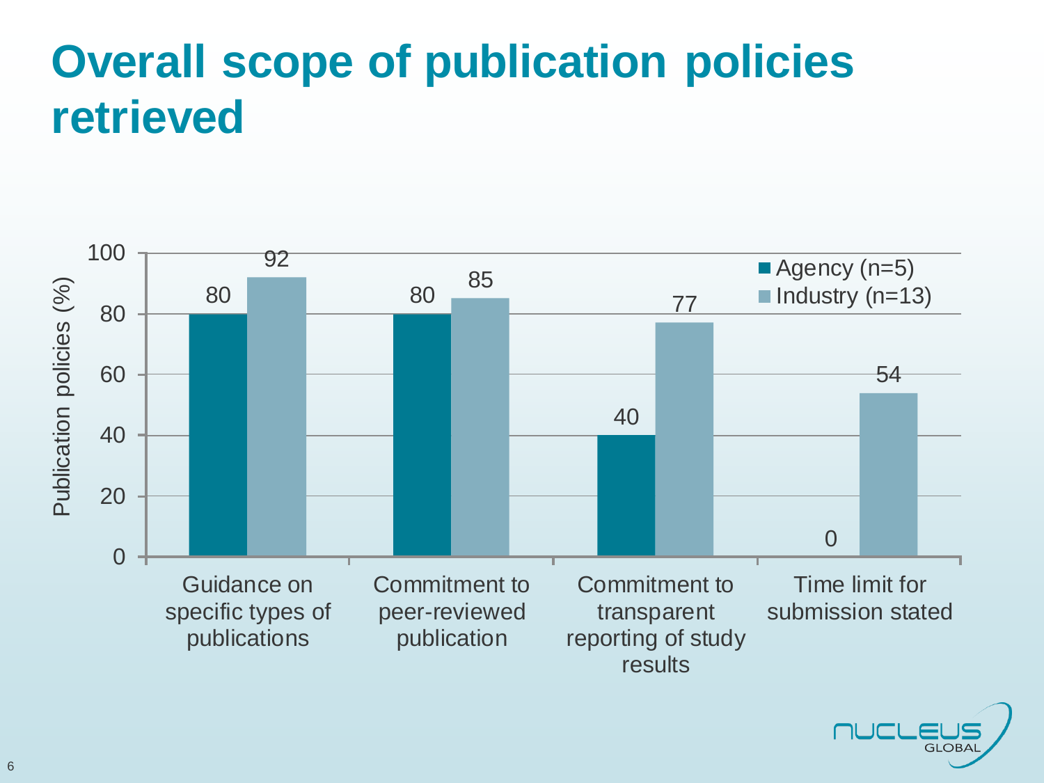# Overall scope of publication policies retrieved

Publication policies (%)

| | Agency (n=5) | Industry (n=13) |
|---|---|---|
| Guidance on specific types of publications | 80 | 92 |
| Commitment to peer-reviewed publication | 80 | 85 |
| Commitment to transparent reporting of study results | 40 | 77 |
| Time limit for submission stated | 0 | 54 |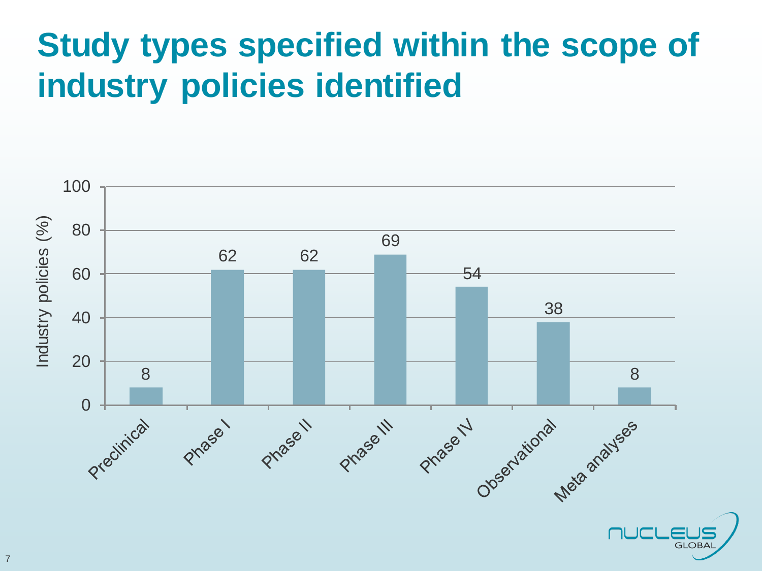# Study types specified within the scope of industry policies identified

| Study type | Industry policies (%) |
| --- | --- |
| Preclinical | 8 |
| Phase I | 62 |
| Phase II | 62 |
| Phase III | 69 |
| Phase IV | 54 |
| Observational | 38 |
| Meta analyses | 8 |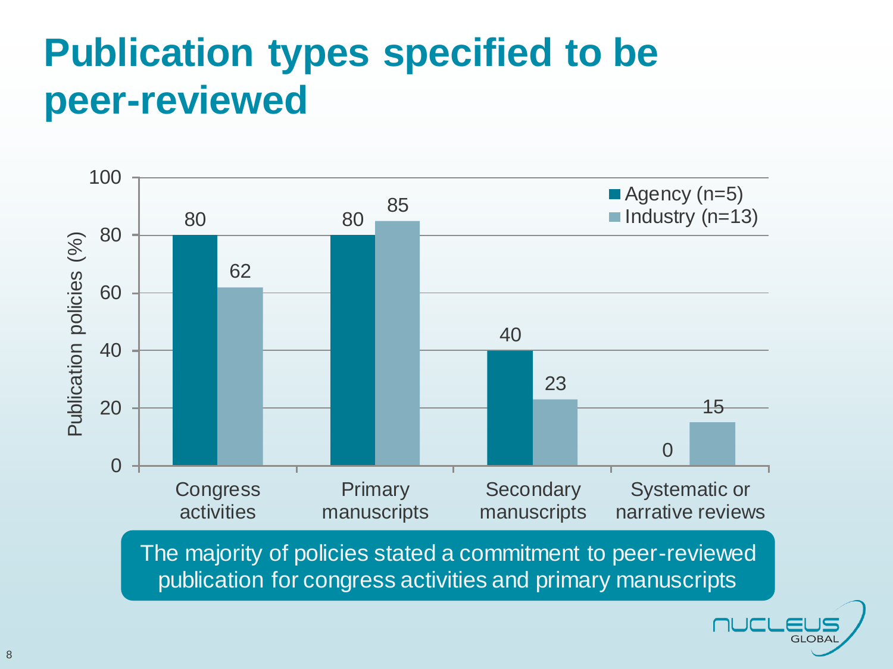# Publication types specified to be peer-reviewed

| Publication type | Agency (n=5) | Industry (n=13) |
|---|---|---|
| Congress activities | 80 | 62 |
| Primary manuscripts | 80 | 85 |
| Secondary manuscripts | 40 | 23 |
| Systematic or narrative reviews | 0 | 15 |

Publication policies (%)

The majority of policies stated a commitment to peer-reviewed publication for congress activities and primary manuscripts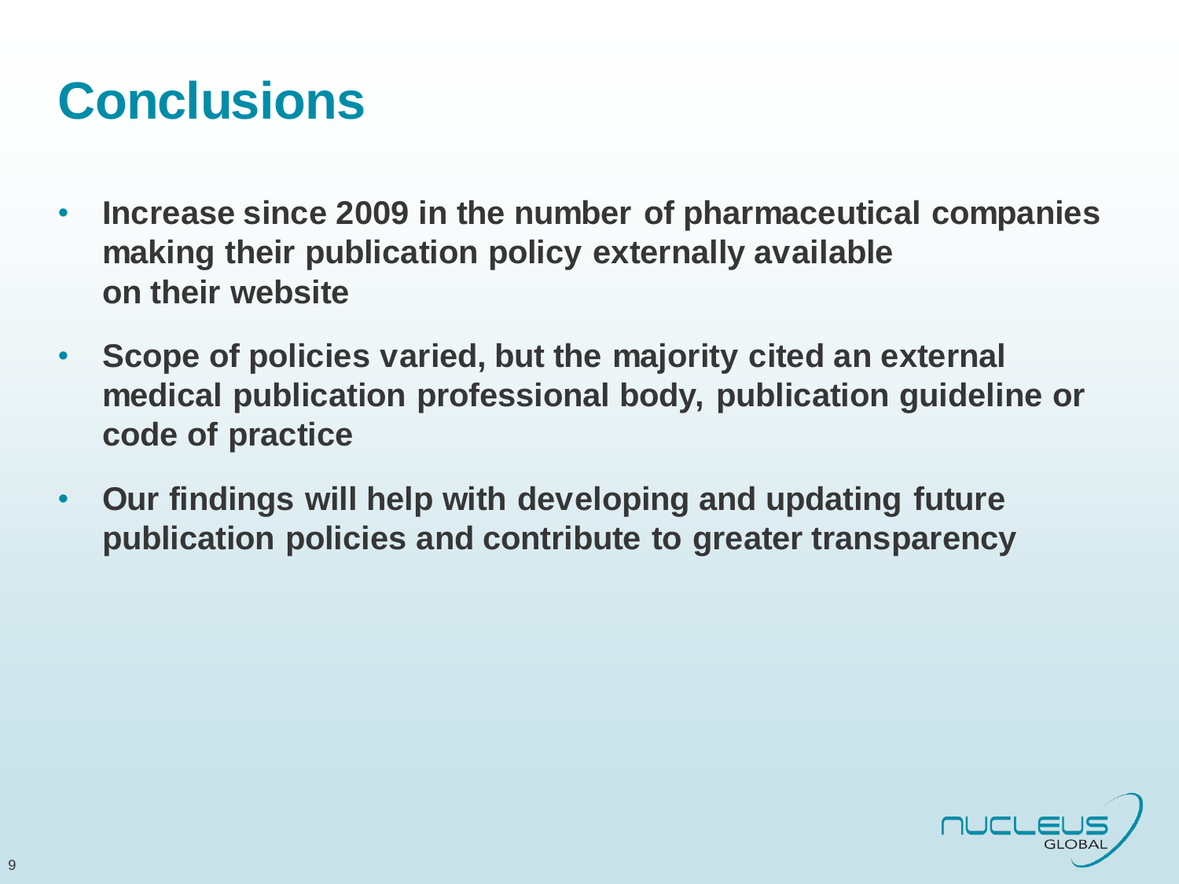# Conclusions

- **Increase since 2009 in the number of pharmaceutical companies making their publication policy externally available on their website**
- **Scope of policies varied, but the majority cited an external medical publication professional body, publication guideline or code of practice**
- **Our findings will help with developing and updating future publication policies and contribute to greater transparency**

NUCLEUS GLOBAL